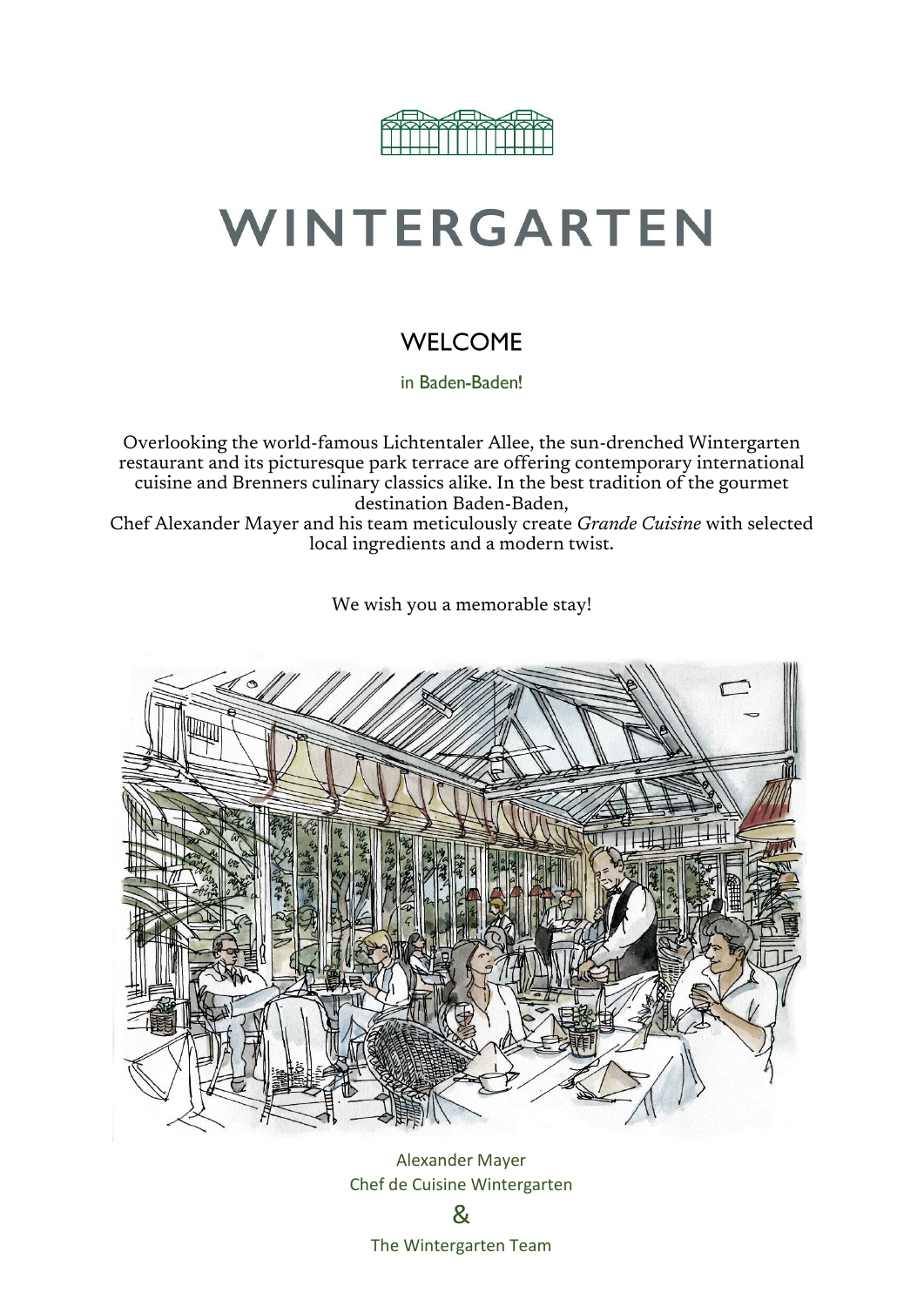# WINTERGARTEN

## WELCOME

in Baden-Baden!

Overlooking the world-famous Lichtentaler Allee, the sun-drenched Wintergarten restaurant and its picturesque park terrace are offering contemporary international cuisine and Brenners culinary classics alike. In the best tradition of the gourmet destination Baden-Baden,
Chef Alexander Mayer and his team meticulously create *Grande Cuisine* with selected local ingredients and a modern twist.

We wish you a memorable stay!

Alexander Mayer
Chef de Cuisine Wintergarten

&

The Wintergarten Team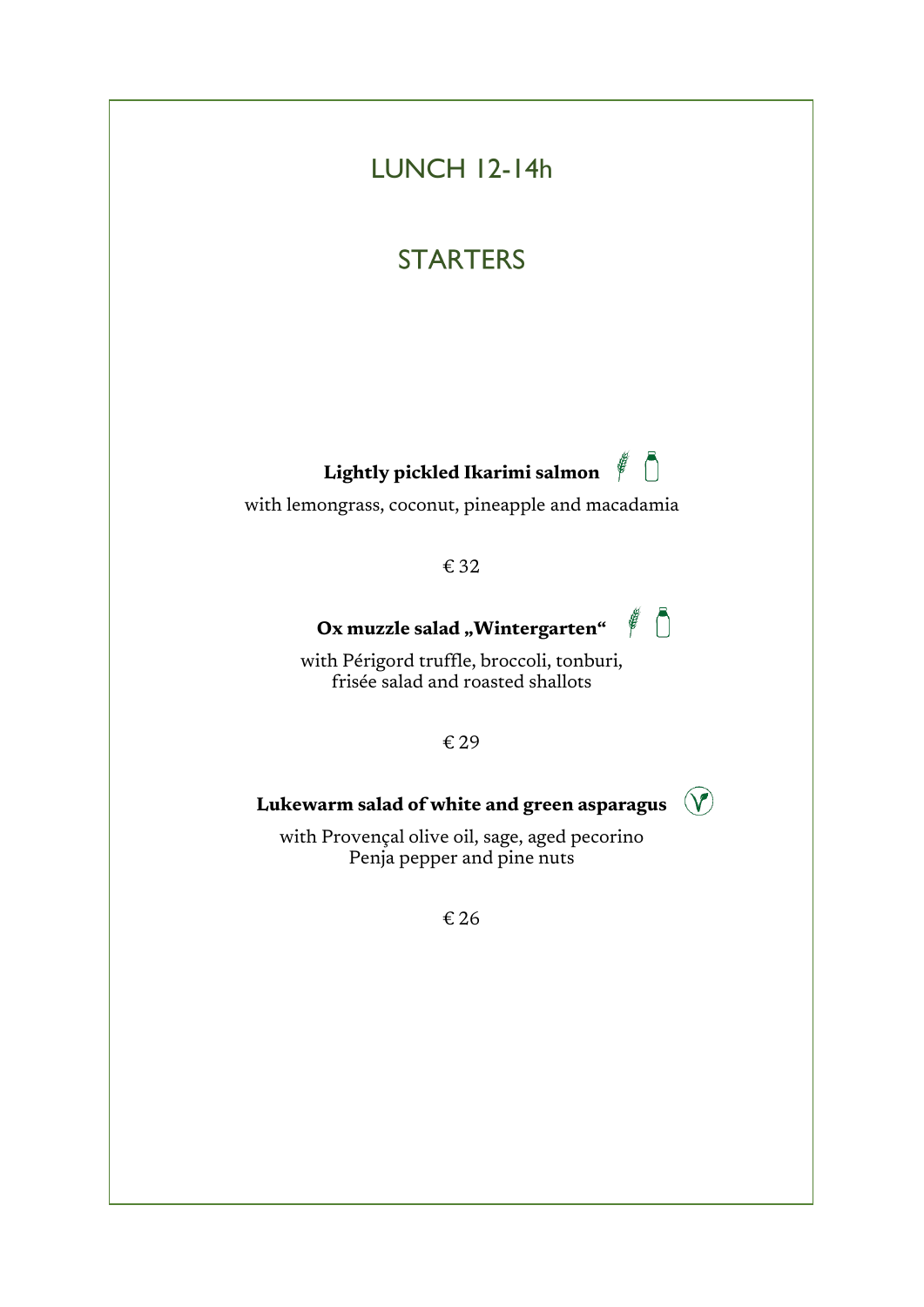# LUNCH 12-14h

## STARTERS

**Lightly pickled Ikarimi salmon**

with lemongrass, coconut, pineapple and macadamia

€ 32

**Ox muzzle salad „Wintergarten“**

with Périgord truffle, broccoli, tonburi,
frisée salad and roasted shallots

€ 29

**Lukewarm salad of white and green asparagus**

with Provençal olive oil, sage, aged pecorino
Penja pepper and pine nuts

€ 26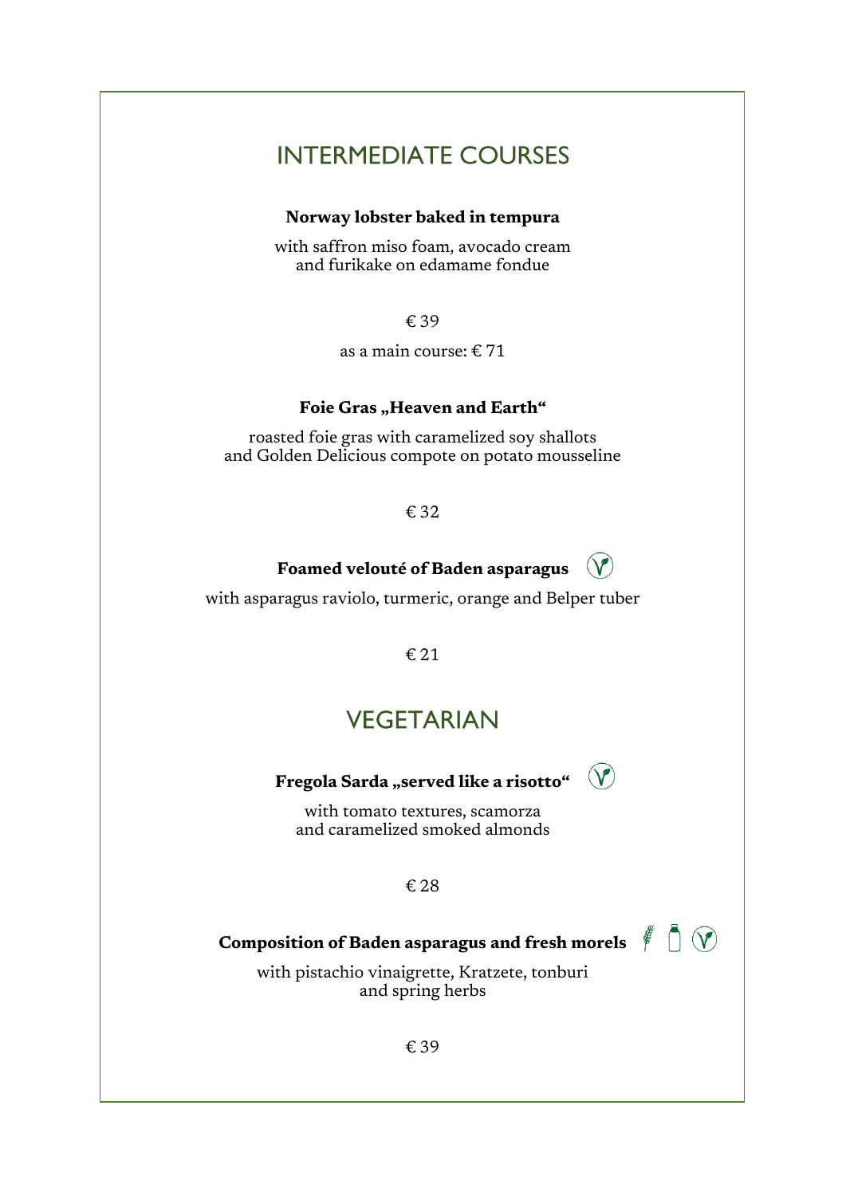# INTERMEDIATE COURSES

**Norway lobster baked in tempura**

with saffron miso foam, avocado cream
and furikake on edamame fondue

€ 39

as a main course: € 71

**Foie Gras „Heaven and Earth“**

roasted foie gras with caramelized soy shallots
and Golden Delicious compote on potato mousseline

€ 32

**Foamed velouté of Baden asparagus** (V)

with asparagus raviolo, turmeric, orange and Belper tuber

€ 21

# VEGETARIAN

**Fregola Sarda „served like a risotto“** (V)

with tomato textures, scamorza
and caramelized smoked almonds

€ 28

**Composition of Baden asparagus and fresh morels** (V)

with pistachio vinaigrette, Kratzete, tonburi
and spring herbs

€ 39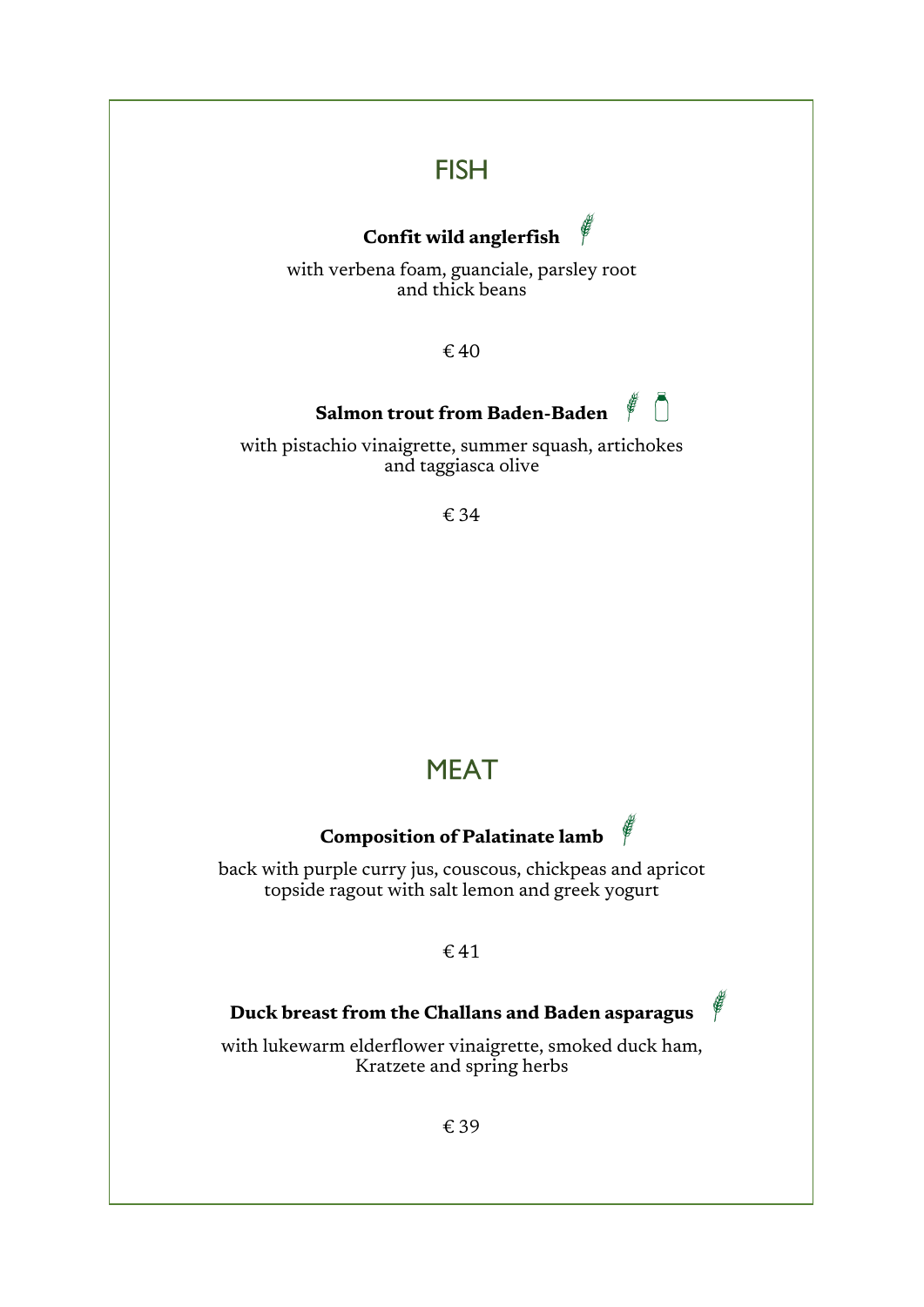# FISH

**Confit wild anglerfish**

with verbena foam, guanciale, parsley root
and thick beans

€ 40

**Salmon trout from Baden-Baden**

with pistachio vinaigrette, summer squash, artichokes
and taggiasca olive

€ 34

# MEAT

**Composition of Palatinate lamb**

back with purple curry jus, couscous, chickpeas and apricot
topside ragout with salt lemon and greek yogurt

€ 41

**Duck breast from the Challans and Baden asparagus**

with lukewarm elderflower vinaigrette, smoked duck ham,
Kratzete and spring herbs

€ 39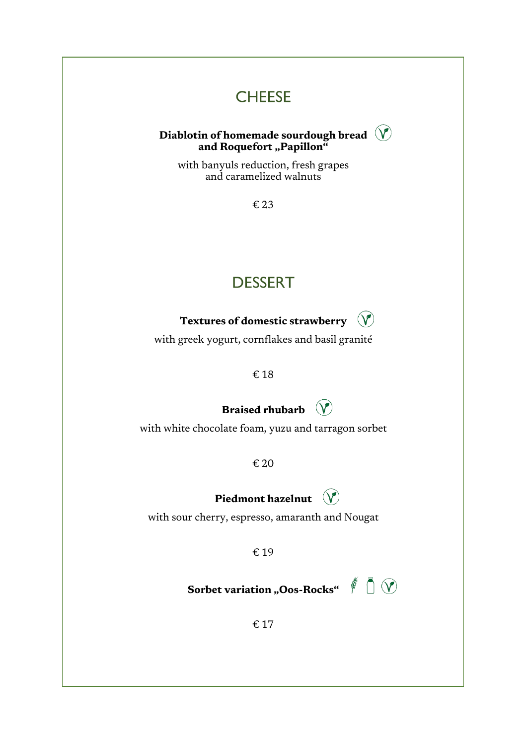## CHEESE

**Diablotin of homemade sourdough bread and Roquefort „Papillon“**

with banyuls reduction, fresh grapes and caramelized walnuts

€ 23

## DESSERT

**Textures of domestic strawberry**

with greek yogurt, cornflakes and basil granité

€ 18

**Braised rhubarb**

with white chocolate foam, yuzu and tarragon sorbet

€ 20

**Piedmont hazelnut**

with sour cherry, espresso, amaranth and Nougat

€ 19

**Sorbet variation „Oos-Rocks“**

€ 17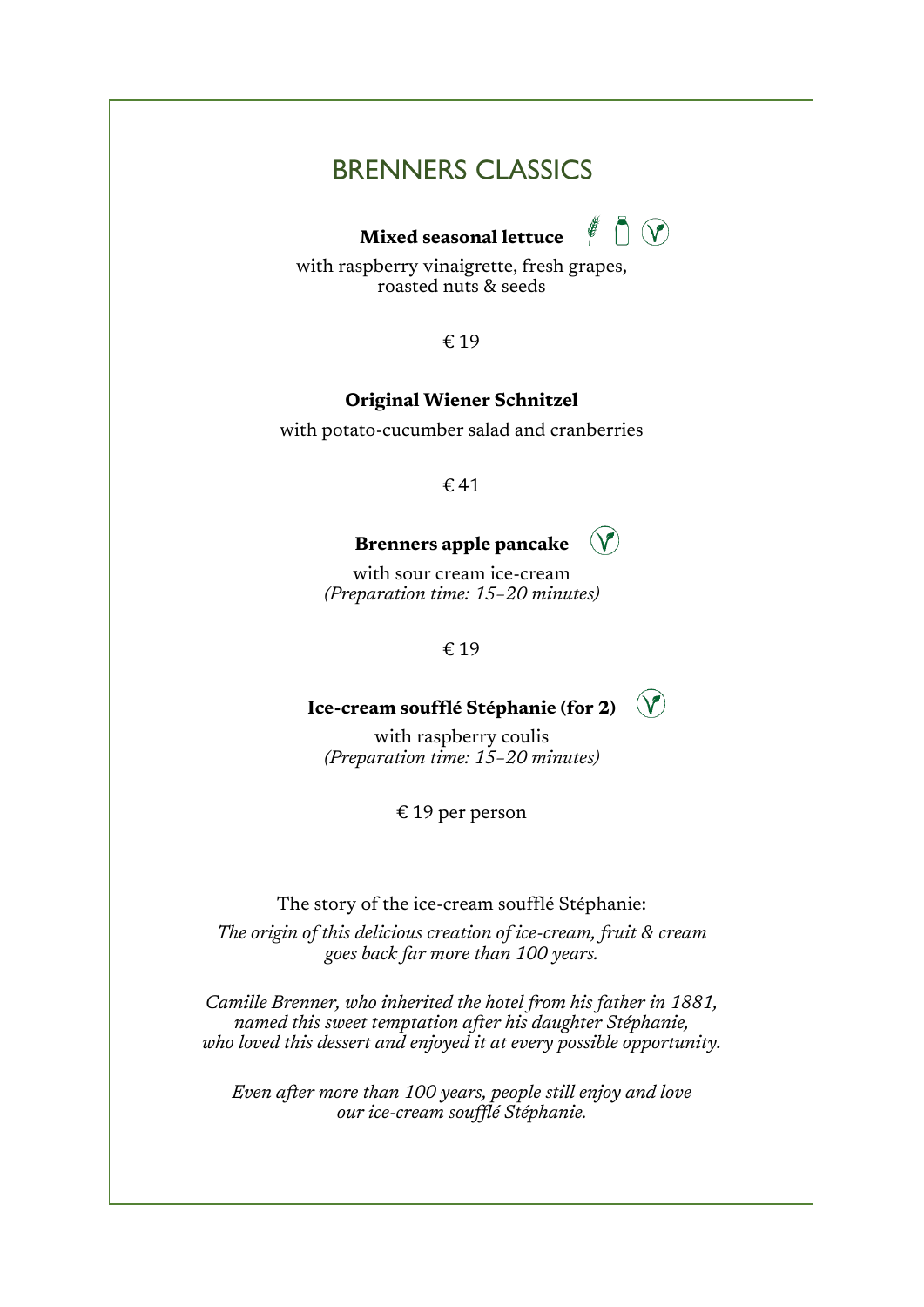# BRENNERS CLASSICS

**Mixed seasonal lettuce**

with raspberry vinaigrette, fresh grapes, roasted nuts & seeds

€ 19

**Original Wiener Schnitzel**

with potato-cucumber salad and cranberries

€ 41

**Brenners apple pancake**

with sour cream ice-cream
*(Preparation time: 15–20 minutes)*

€ 19

**Ice-cream soufflé Stéphanie (for 2)**

with raspberry coulis
*(Preparation time: 15–20 minutes)*

€ 19 per person

The story of the ice-cream soufflé Stéphanie:

*The origin of this delicious creation of ice-cream, fruit & cream goes back far more than 100 years.*

*Camille Brenner, who inherited the hotel from his father in 1881, named this sweet temptation after his daughter Stéphanie, who loved this dessert and enjoyed it at every possible opportunity.*

*Even after more than 100 years, people still enjoy and love our ice-cream soufflé Stéphanie.*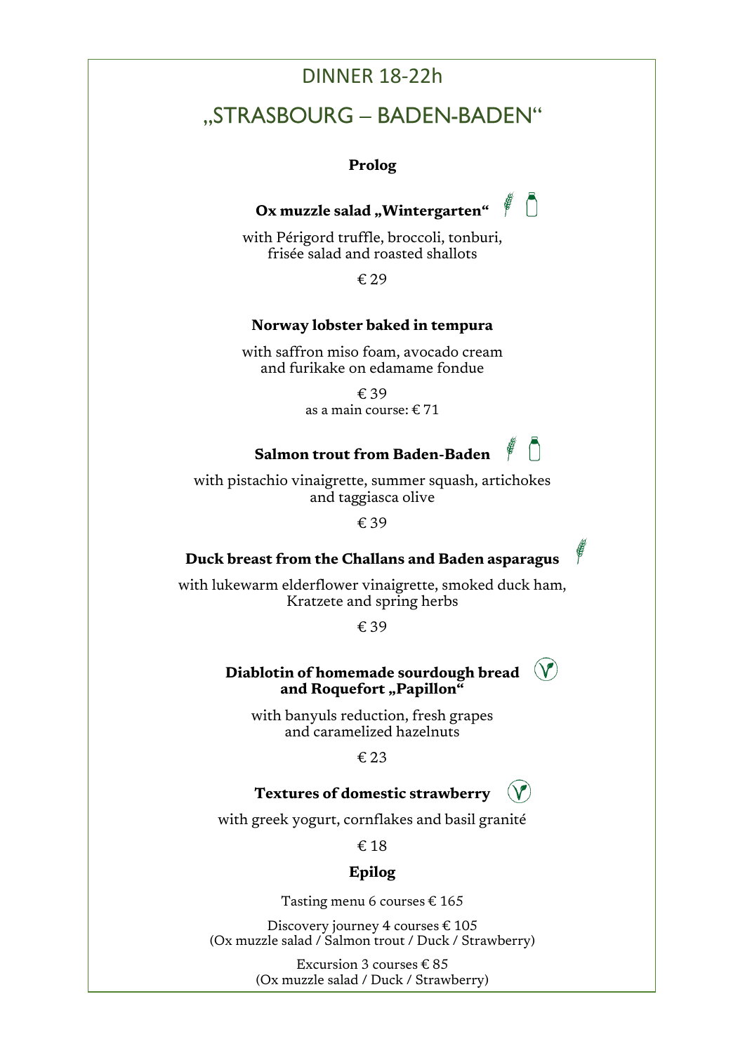# DINNER 18-22h

## „STRASBOURG – BADEN-BADEN"

### Prolog

**Ox muzzle salad „Wintergarten"**

with Périgord truffle, broccoli, tonburi, frisée salad and roasted shallots

€ 29

**Norway lobster baked in tempura**

with saffron miso foam, avocado cream and furikake on edamame fondue

€ 39
as a main course: € 71

**Salmon trout from Baden-Baden**

with pistachio vinaigrette, summer squash, artichokes and taggiasca olive

€ 39

**Duck breast from the Challans and Baden asparagus**

with lukewarm elderflower vinaigrette, smoked duck ham, Kratzete and spring herbs

€ 39

**Diablotin of homemade sourdough bread and Roquefort „Papillon"**

with banyuls reduction, fresh grapes and caramelized hazelnuts

€ 23

**Textures of domestic strawberry**

with greek yogurt, cornflakes and basil granité

€ 18

### Epilog

Tasting menu 6 courses € 165

Discovery journey 4 courses € 105
(Ox muzzle salad / Salmon trout / Duck / Strawberry)

Excursion 3 courses € 85
(Ox muzzle salad / Duck / Strawberry)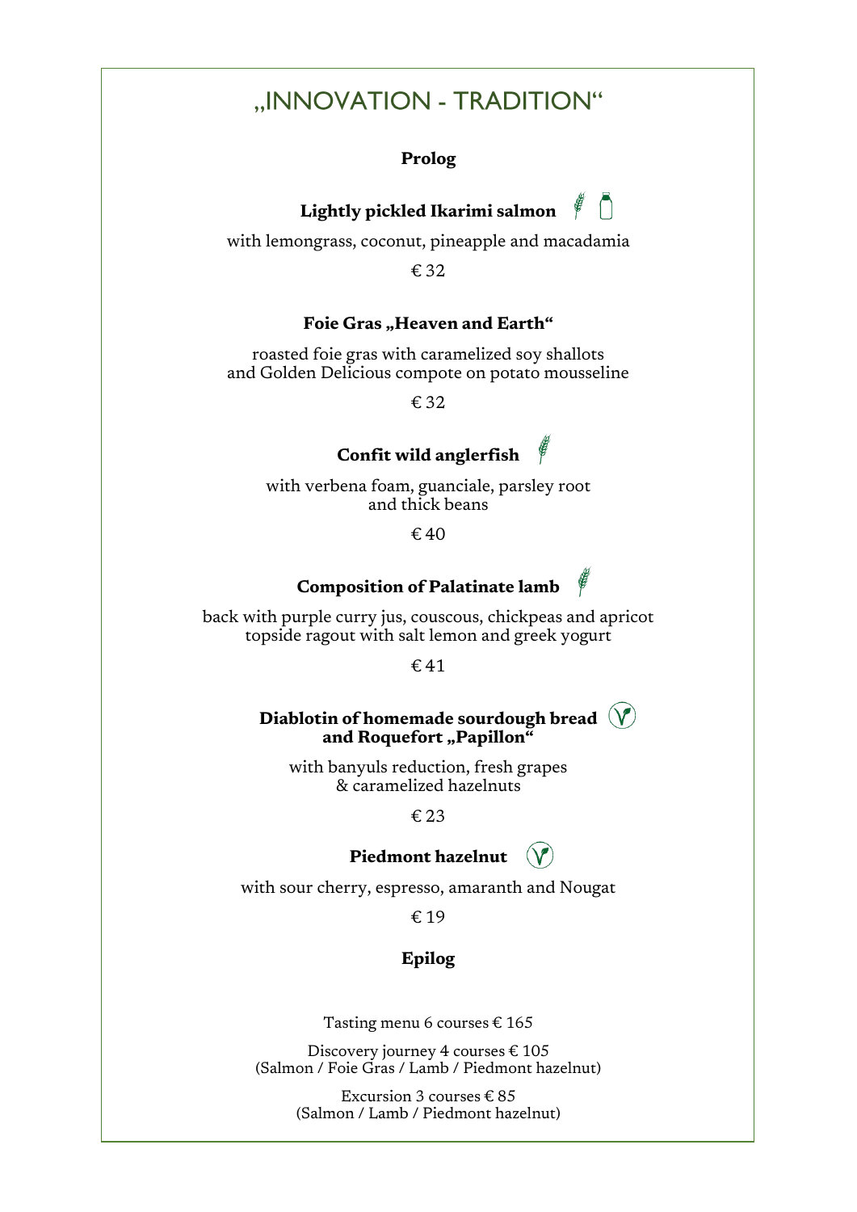# „INNOVATION - TRADITION"

**Prolog**

**Lightly pickled Ikarimi salmon**

with lemongrass, coconut, pineapple and macadamia

€ 32

**Foie Gras „Heaven and Earth"**

roasted foie gras with caramelized soy shallots
and Golden Delicious compote on potato mousseline

€ 32

**Confit wild anglerfish**

with verbena foam, guanciale, parsley root
and thick beans

€ 40

**Composition of Palatinate lamb**

back with purple curry jus, couscous, chickpeas and apricot
topside ragout with salt lemon and greek yogurt

€ 41

**Diablotin of homemade sourdough bread
and Roquefort „Papillon"**

with banyuls reduction, fresh grapes
& caramelized hazelnuts

€ 23

**Piedmont hazelnut**

with sour cherry, espresso, amaranth and Nougat

€ 19

**Epilog**

Tasting menu 6 courses € 165

Discovery journey 4 courses € 105
(Salmon / Foie Gras / Lamb / Piedmont hazelnut)

Excursion 3 courses € 85
(Salmon / Lamb / Piedmont hazelnut)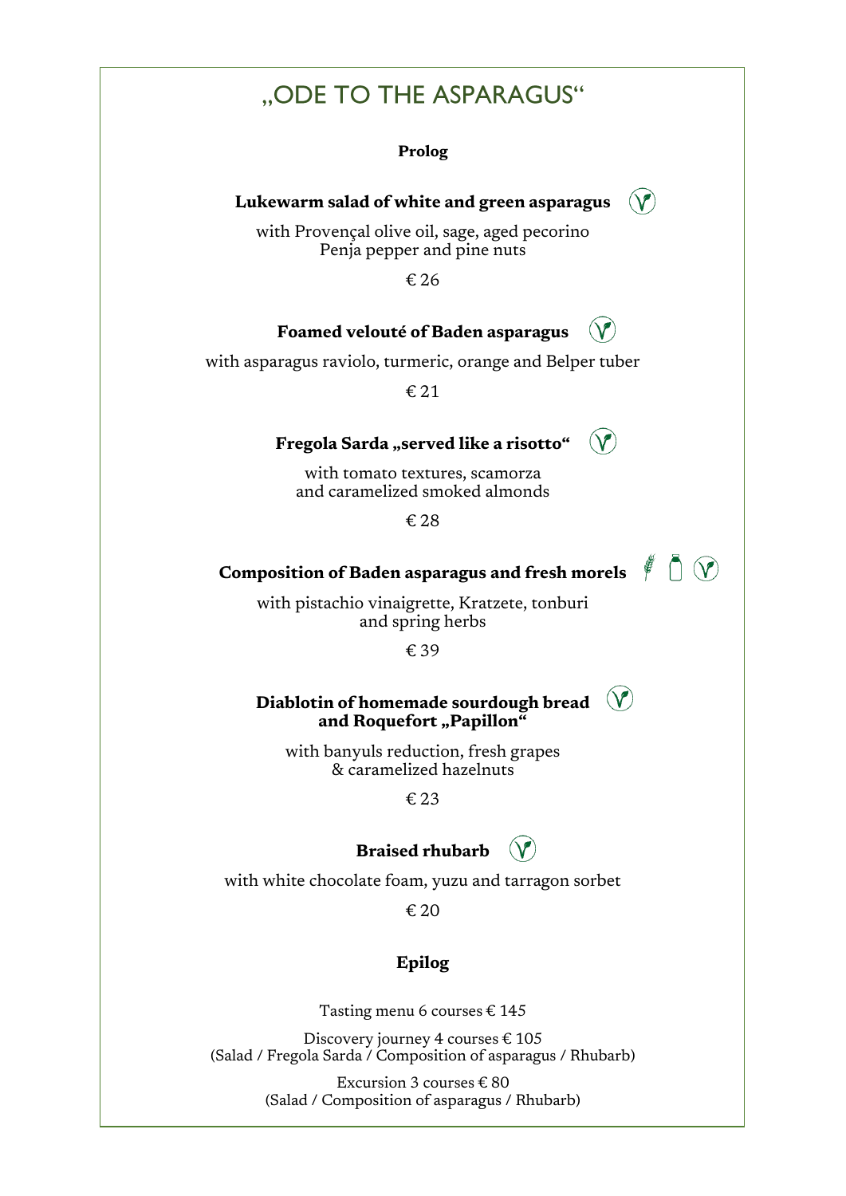# „ODE TO THE ASPARAGUS“

**Prolog**

**Lukewarm salad of white and green asparagus**

with Provençal olive oil, sage, aged pecorino
Penja pepper and pine nuts

€ 26

**Foamed velouté of Baden asparagus**

with asparagus raviolo, turmeric, orange and Belper tuber

€ 21

**Fregola Sarda „served like a risotto“**

with tomato textures, scamorza
and caramelized smoked almonds

€ 28

**Composition of Baden asparagus and fresh morels**

with pistachio vinaigrette, Kratzete, tonburi
and spring herbs

€ 39

**Diablotin of homemade sourdough bread
and Roquefort „Papillon“**

with banyuls reduction, fresh grapes
& caramelized hazelnuts

€ 23

**Braised rhubarb**

with white chocolate foam, yuzu and tarragon sorbet

€ 20

**Epilog**

Tasting menu 6 courses € 145

Discovery journey 4 courses € 105
(Salad / Fregola Sarda / Composition of asparagus / Rhubarb)

Excursion 3 courses € 80
(Salad / Composition of asparagus / Rhubarb)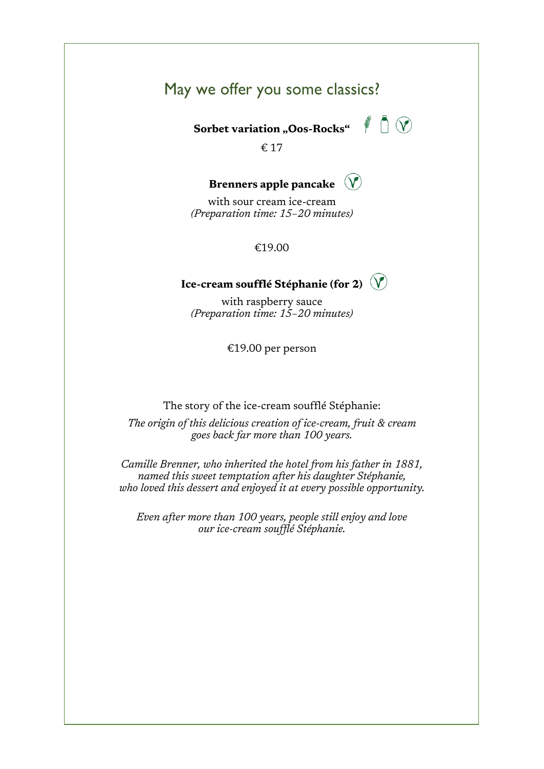## May we offer you some classics?

**Sorbet variation „Oos-Rocks“**

€ 17

**Brenners apple pancake**

with sour cream ice-cream
*(Preparation time: 15–20 minutes)*

€19.00

**Ice-cream soufflé Stéphanie (for 2)**

with raspberry sauce
*(Preparation time: 15–20 minutes)*

€19.00 per person

The story of the ice-cream soufflé Stéphanie:

*The origin of this delicious creation of ice-cream, fruit & cream goes back far more than 100 years.*

*Camille Brenner, who inherited the hotel from his father in 1881, named this sweet temptation after his daughter Stéphanie, who loved this dessert and enjoyed it at every possible opportunity.*

*Even after more than 100 years, people still enjoy and love our ice-cream soufflé Stéphanie.*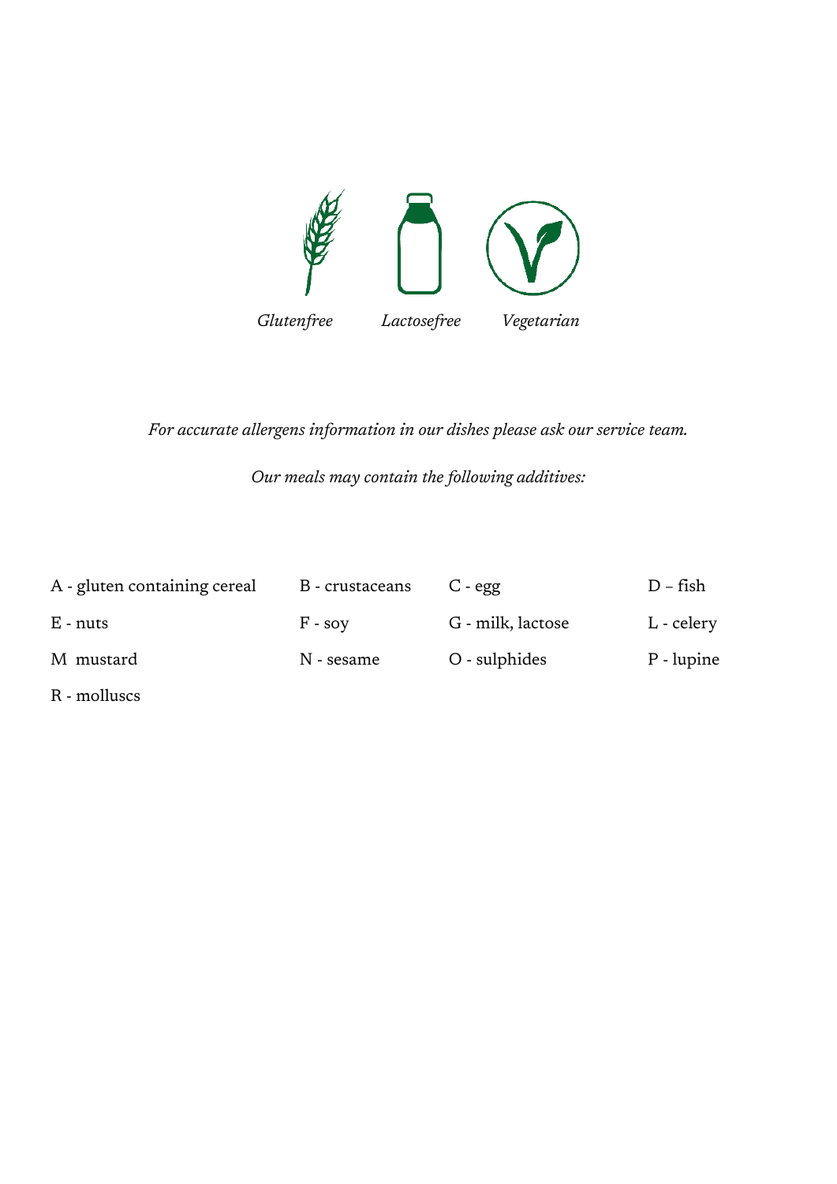*Glutenfree* *Lactosefree* *Vegetarian*

*For accurate allergens information in our dishes please ask our service team.*

*Our meals may contain the following additives:*

| | | | |
|---|---|---|---|
| A - gluten containing cereal | B - crustaceans | C - egg | D – fish |
| E - nuts | F - soy | G - milk, lactose | L - celery |
| M mustard | N - sesame | O - sulphides | P - lupine |
| R - molluscs | | | |